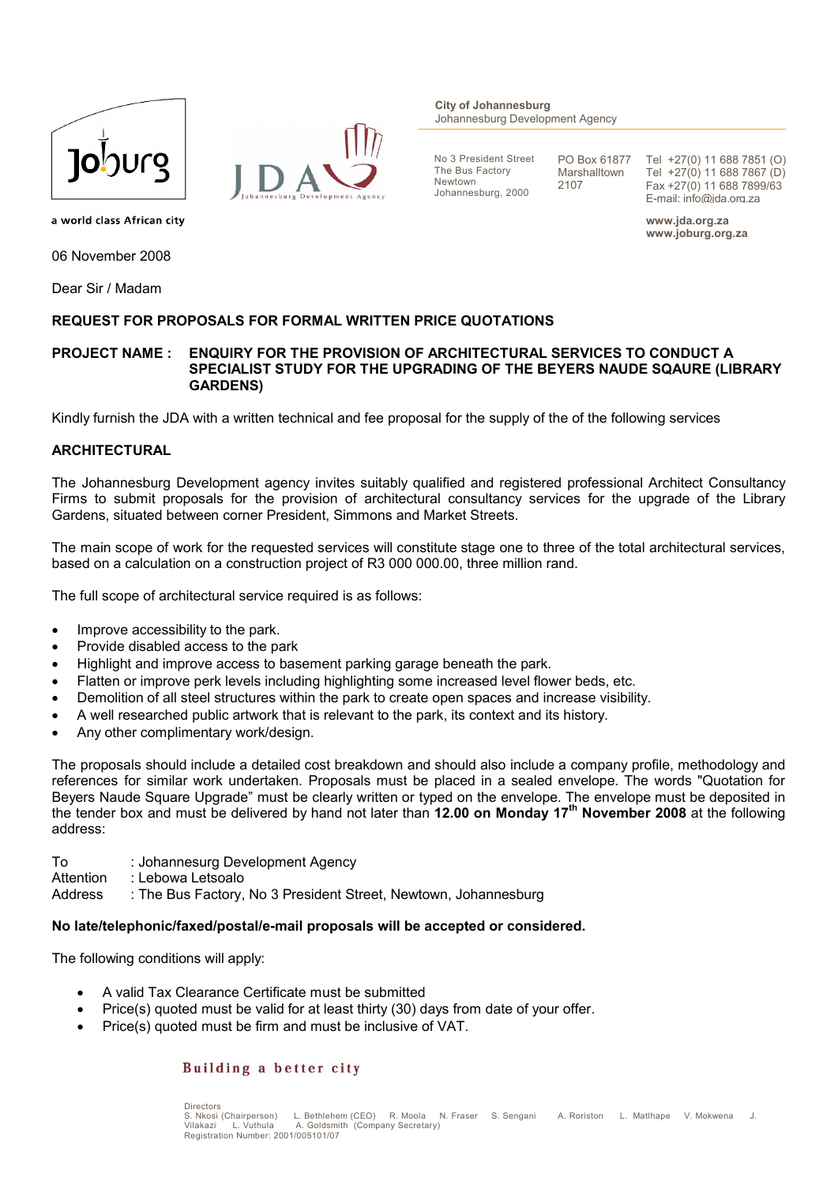Joburg

a world class African city

JDA Johannesburg Development Agency

**City of Johannesburg**
Johannesburg Development Agency

No 3 President Street
The Bus Factory
Newtown
Johannesburg, 2000

PO Box 61877
Marshalltown
2107

Tel +27(0) 11 688 7851 (O)
Tel +27(0) 11 688 7867 (D)
Fax +27(0) 11 688 7899/63
E-mail: info@jda.org.za

**www.jda.org.za**
**www.joburg.org.za**

06 November 2008

Dear Sir / Madam

**REQUEST FOR PROPOSALS FOR FORMAL WRITTEN PRICE QUOTATIONS**

**PROJECT NAME : ENQUIRY FOR THE PROVISION OF ARCHITECTURAL SERVICES TO CONDUCT A SPECIALIST STUDY FOR THE UPGRADING OF THE BEYERS NAUDE SQAURE (LIBRARY GARDENS)**

Kindly furnish the JDA with a written technical and fee proposal for the supply of the of the following services

**ARCHITECTURAL**

The Johannesburg Development agency invites suitably qualified and registered professional Architect Consultancy Firms to submit proposals for the provision of architectural consultancy services for the upgrade of the Library Gardens, situated between corner President, Simmons and Market Streets.

The main scope of work for the requested services will constitute stage one to three of the total architectural services, based on a calculation on a construction project of R3 000 000.00, three million rand.

The full scope of architectural service required is as follows:

- Improve accessibility to the park.
- Provide disabled access to the park
- Highlight and improve access to basement parking garage beneath the park.
- Flatten or improve perk levels including highlighting some increased level flower beds, etc.
- Demolition of all steel structures within the park to create open spaces and increase visibility.
- A well researched public artwork that is relevant to the park, its context and its history.
- Any other complimentary work/design.

The proposals should include a detailed cost breakdown and should also include a company profile, methodology and references for similar work undertaken. Proposals must be placed in a sealed envelope. The words "Quotation for Beyers Naude Square Upgrade" must be clearly written or typed on the envelope. The envelope must be deposited in the tender box and must be delivered by hand not later than **12.00 on Monday 17th November 2008** at the following address:

To : Johannesurg Development Agency
Attention : Lebowa Letsoalo
Address : The Bus Factory, No 3 President Street, Newtown, Johannesburg

**No late/telephonic/faxed/postal/e-mail proposals will be accepted or considered.**

The following conditions will apply:

- A valid Tax Clearance Certificate must be submitted
- Price(s) quoted must be valid for at least thirty (30) days from date of your offer.
- Price(s) quoted must be firm and must be inclusive of VAT.

**Building a better city**

Directors
S. Nkosi (Chairperson) L. Bethlehem (CEO) R. Moola N. Fraser S. Sengani A. Roriston L. Matlhape V. Mokwena J. Vilakazi L. Vuthula A. Goldsmith (Company Secretary)
Registration Number: 2001/005101/07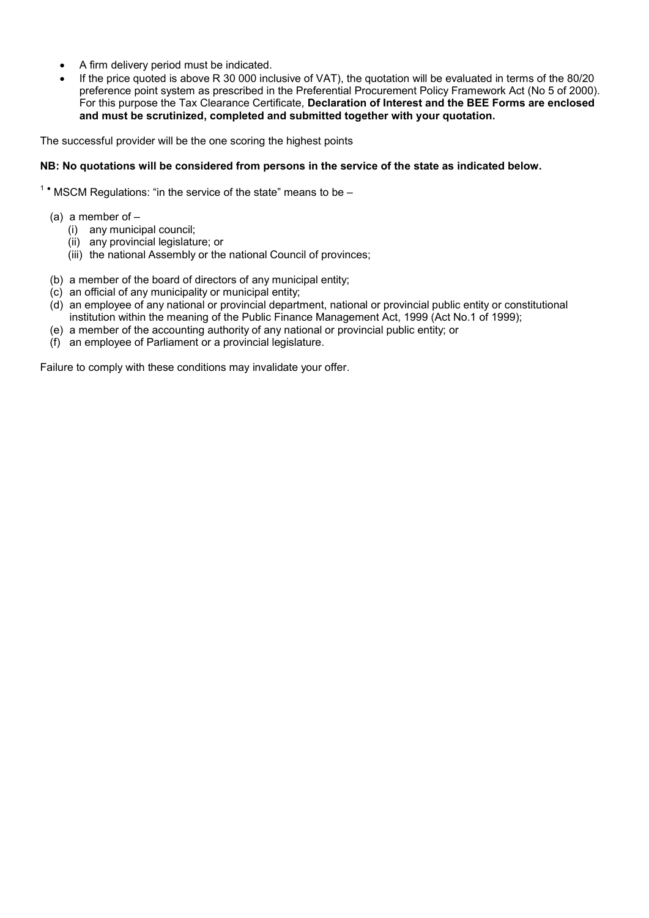- A firm delivery period must be indicated.
- If the price quoted is above R 30 000 inclusive of VAT), the quotation will be evaluated in terms of the 80/20 preference point system as prescribed in the Preferential Procurement Policy Framework Act (No 5 of 2000). For this purpose the Tax Clearance Certificate, **Declaration of Interest and the BEE Forms are enclosed and must be scrutinized, completed and submitted together with your quotation.**

The successful provider will be the one scoring the highest points

**NB: No quotations will be considered from persons in the service of the state as indicated below.**

[1] • MSCM Regulations: "in the service of the state" means to be –

(a) a member of –
  (i) any municipal council;
  (ii) any provincial legislature; or
  (iii) the national Assembly or the national Council of provinces;

(b) a member of the board of directors of any municipal entity;
(c) an official of any municipality or municipal entity;
(d) an employee of any national or provincial department, national or provincial public entity or constitutional institution within the meaning of the Public Finance Management Act, 1999 (Act No.1 of 1999);
(e) a member of the accounting authority of any national or provincial public entity; or
(f) an employee of Parliament or a provincial legislature.

Failure to comply with these conditions may invalidate your offer.